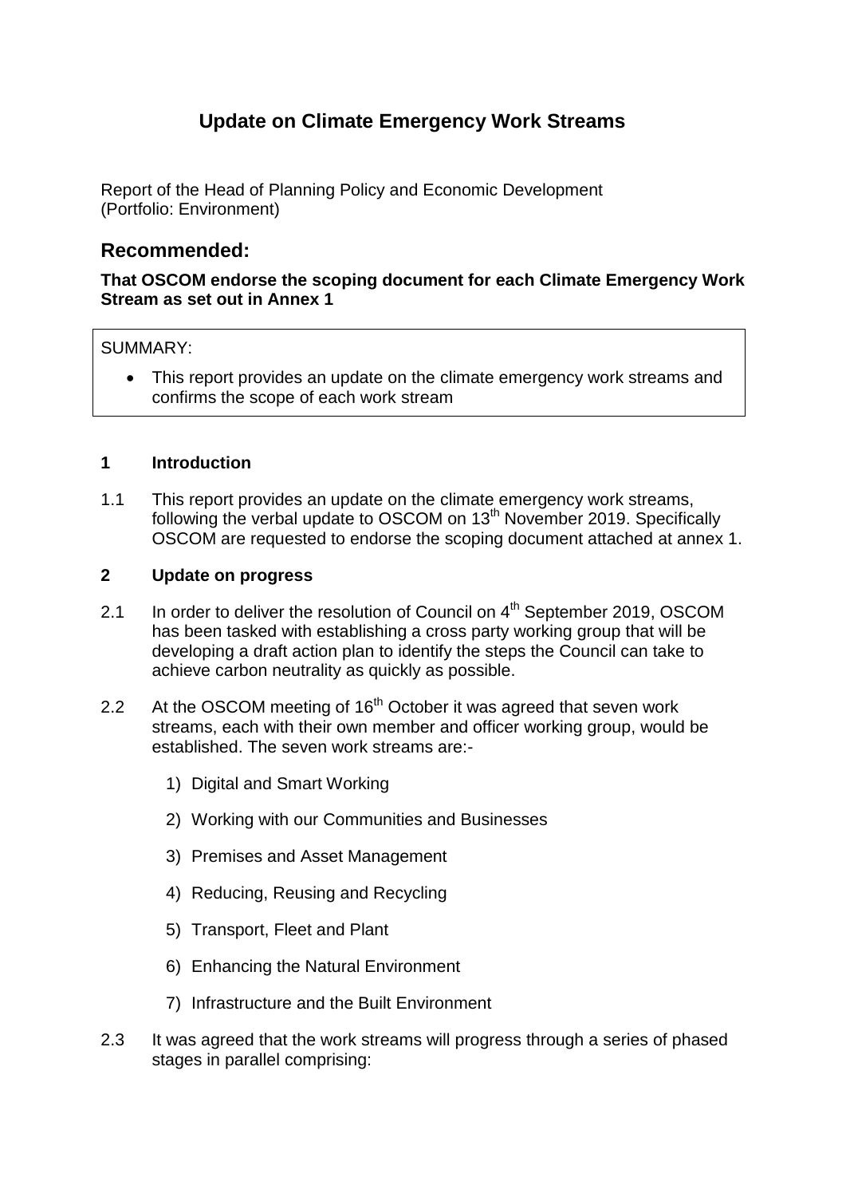# Update on Climate Emergency Work Streams

Report of the Head of Planning Policy and Economic Development
(Portfolio: Environment)

## Recommended:

**That OSCOM endorse the scoping document for each Climate Emergency Work Stream as set out in Annex 1**

SUMMARY:

- This report provides an update on the climate emergency work streams and confirms the scope of each work stream

### 1 Introduction

1.1 This report provides an update on the climate emergency work streams, following the verbal update to OSCOM on 13th November 2019. Specifically OSCOM are requested to endorse the scoping document attached at annex 1.

### 2 Update on progress

2.1 In order to deliver the resolution of Council on 4th September 2019, OSCOM has been tasked with establishing a cross party working group that will be developing a draft action plan to identify the steps the Council can take to achieve carbon neutrality as quickly as possible.

2.2 At the OSCOM meeting of 16th October it was agreed that seven work streams, each with their own member and officer working group, would be established. The seven work streams are:-

1) Digital and Smart Working
2) Working with our Communities and Businesses
3) Premises and Asset Management
4) Reducing, Reusing and Recycling
5) Transport, Fleet and Plant
6) Enhancing the Natural Environment
7) Infrastructure and the Built Environment

2.3 It was agreed that the work streams will progress through a series of phased stages in parallel comprising: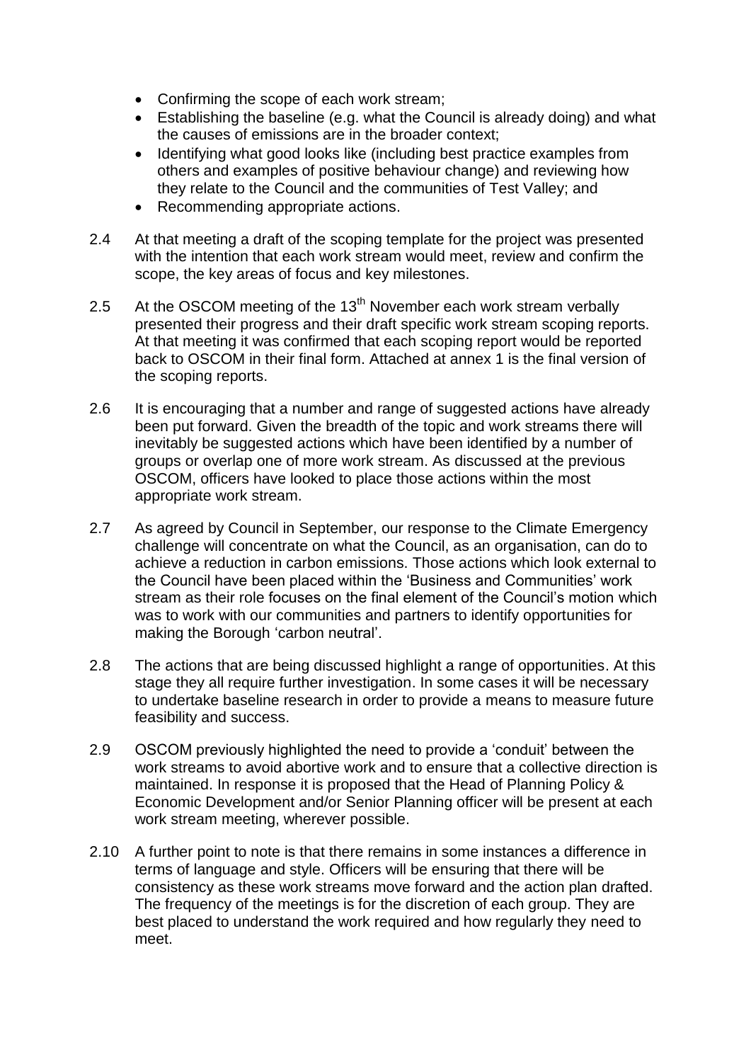- Confirming the scope of each work stream;
- Establishing the baseline (e.g. what the Council is already doing) and what the causes of emissions are in the broader context;
- Identifying what good looks like (including best practice examples from others and examples of positive behaviour change) and reviewing how they relate to the Council and the communities of Test Valley; and
- Recommending appropriate actions.

2.4 At that meeting a draft of the scoping template for the project was presented with the intention that each work stream would meet, review and confirm the scope, the key areas of focus and key milestones.

2.5 At the OSCOM meeting of the 13th November each work stream verbally presented their progress and their draft specific work stream scoping reports. At that meeting it was confirmed that each scoping report would be reported back to OSCOM in their final form. Attached at annex 1 is the final version of the scoping reports.

2.6 It is encouraging that a number and range of suggested actions have already been put forward. Given the breadth of the topic and work streams there will inevitably be suggested actions which have been identified by a number of groups or overlap one of more work stream. As discussed at the previous OSCOM, officers have looked to place those actions within the most appropriate work stream.

2.7 As agreed by Council in September, our response to the Climate Emergency challenge will concentrate on what the Council, as an organisation, can do to achieve a reduction in carbon emissions. Those actions which look external to the Council have been placed within the 'Business and Communities' work stream as their role focuses on the final element of the Council's motion which was to work with our communities and partners to identify opportunities for making the Borough 'carbon neutral'.

2.8 The actions that are being discussed highlight a range of opportunities. At this stage they all require further investigation. In some cases it will be necessary to undertake baseline research in order to provide a means to measure future feasibility and success.

2.9 OSCOM previously highlighted the need to provide a 'conduit' between the work streams to avoid abortive work and to ensure that a collective direction is maintained. In response it is proposed that the Head of Planning Policy & Economic Development and/or Senior Planning officer will be present at each work stream meeting, wherever possible.

2.10 A further point to note is that there remains in some instances a difference in terms of language and style. Officers will be ensuring that there will be consistency as these work streams move forward and the action plan drafted. The frequency of the meetings is for the discretion of each group. They are best placed to understand the work required and how regularly they need to meet.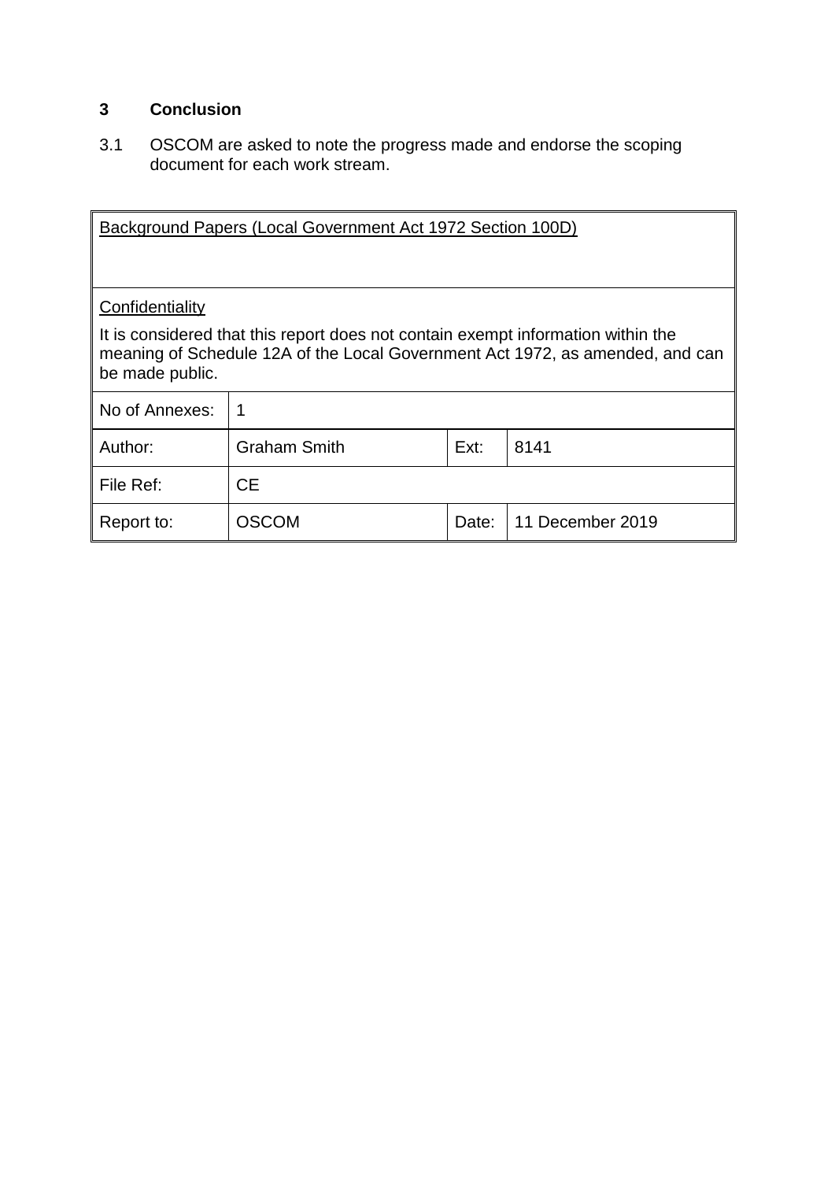## 3 Conclusion

3.1 OSCOM are asked to note the progress made and endorse the scoping document for each work stream.

| Background Papers (Local Government Act 1972 Section 100D) | | | |
|---|---|---|---|
| Confidentiality<br>It is considered that this report does not contain exempt information within the meaning of Schedule 12A of the Local Government Act 1972, as amended, and can be made public. | | | |
| No of Annexes: | 1 | | |
| Author: | Graham Smith | Ext: | 8141 |
| File Ref: | CE | | |
| Report to: | OSCOM | Date: | 11 December 2019 |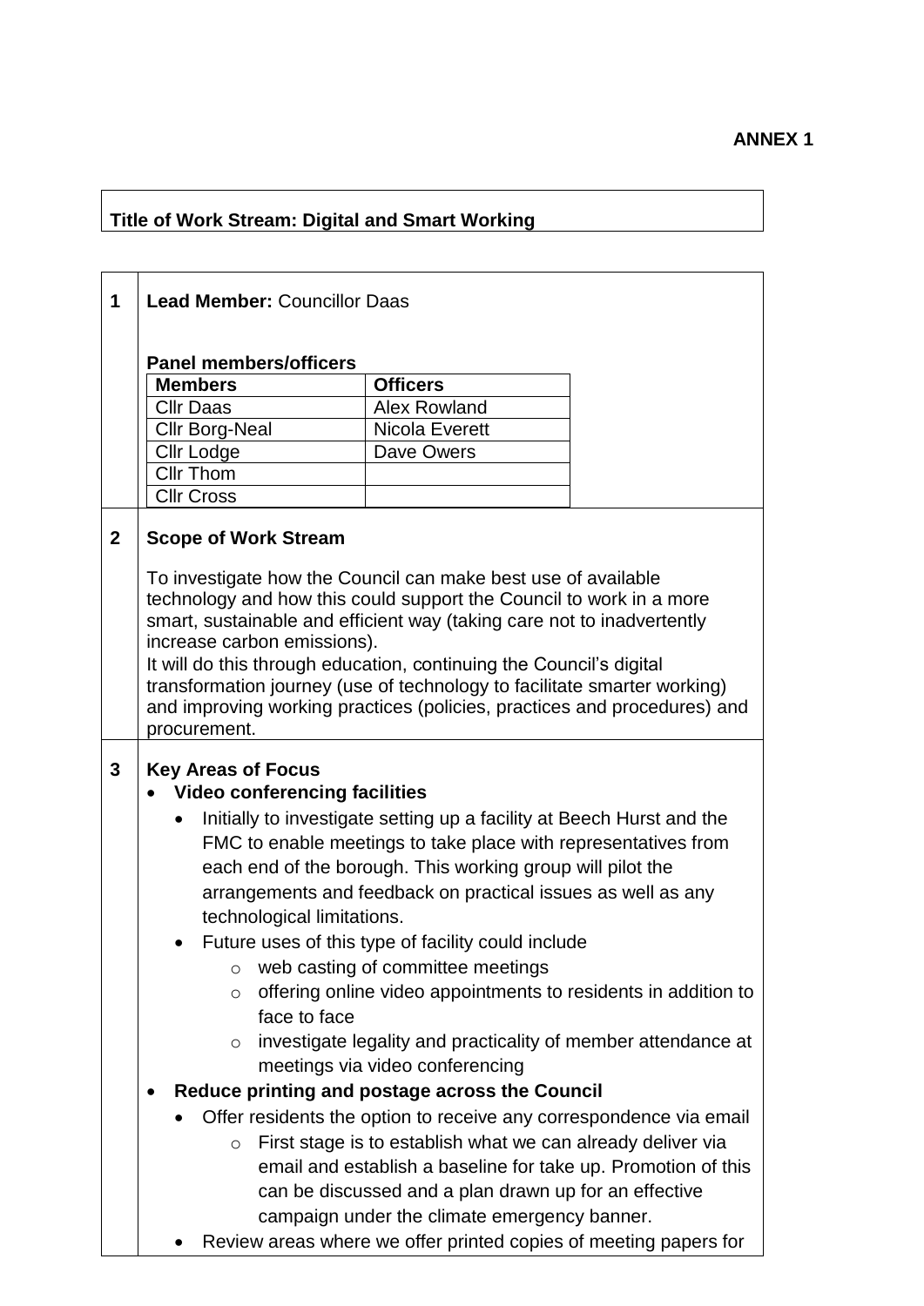**ANNEX 1**

**Title of Work Stream: Digital and Smart Working**

**1**

**Lead Member:** Councillor Daas

**Panel members/officers**

| Members | Officers |
|---|---|
| Cllr Daas | Alex Rowland |
| Cllr Borg-Neal | Nicola Everett |
| Cllr Lodge | Dave Owers |
| Cllr Thom | |
| Cllr Cross | |

**2**

**Scope of Work Stream**

To investigate how the Council can make best use of available technology and how this could support the Council to work in a more smart, sustainable and efficient way (taking care not to inadvertently increase carbon emissions).
It will do this through education, continuing the Council's digital transformation journey (use of technology to facilitate smarter working) and improving working practices (policies, practices and procedures) and procurement.

**3**

**Key Areas of Focus**

- **Video conferencing facilities**
  - Initially to investigate setting up a facility at Beech Hurst and the FMC to enable meetings to take place with representatives from each end of the borough. This working group will pilot the arrangements and feedback on practical issues as well as any technological limitations.
  - Future uses of this type of facility could include
    - web casting of committee meetings
    - offering online video appointments to residents in addition to face to face
    - investigate legality and practicality of member attendance at meetings via video conferencing
- **Reduce printing and postage across the Council**
  - Offer residents the option to receive any correspondence via email
    - First stage is to establish what we can already deliver via email and establish a baseline for take up. Promotion of this can be discussed and a plan drawn up for an effective campaign under the climate emergency banner.
  - Review areas where we offer printed copies of meeting papers for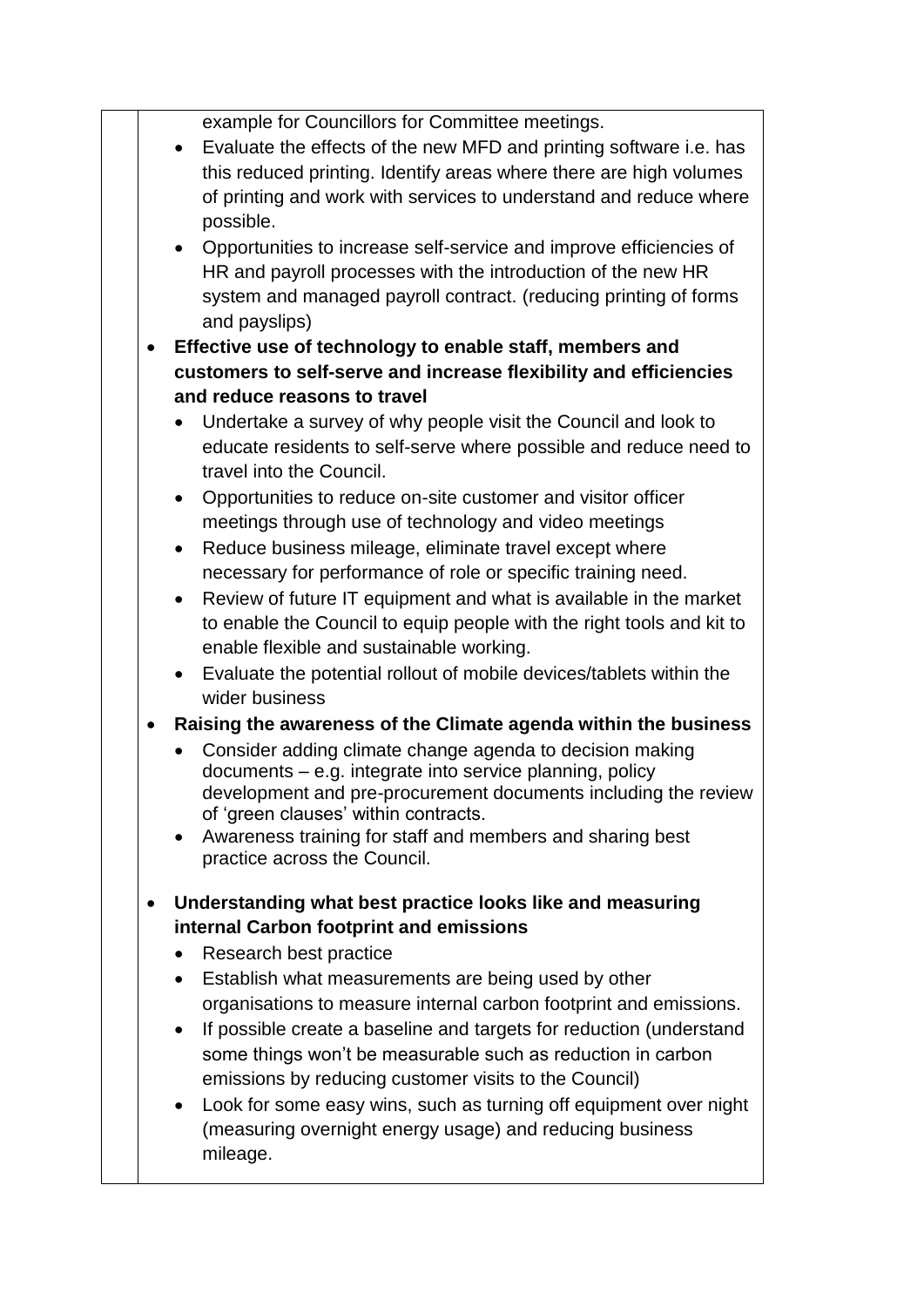example for Councillors for Committee meetings.

- Evaluate the effects of the new MFD and printing software i.e. has this reduced printing. Identify areas where there are high volumes of printing and work with services to understand and reduce where possible.
- Opportunities to increase self-service and improve efficiencies of HR and payroll processes with the introduction of the new HR system and managed payroll contract. (reducing printing of forms and payslips)

- **Effective use of technology to enable staff, members and customers to self-serve and increase flexibility and efficiencies and reduce reasons to travel**
  - Undertake a survey of why people visit the Council and look to educate residents to self-serve where possible and reduce need to travel into the Council.
  - Opportunities to reduce on-site customer and visitor officer meetings through use of technology and video meetings
  - Reduce business mileage, eliminate travel except where necessary for performance of role or specific training need.
  - Review of future IT equipment and what is available in the market to enable the Council to equip people with the right tools and kit to enable flexible and sustainable working.
  - Evaluate the potential rollout of mobile devices/tablets within the wider business
- **Raising the awareness of the Climate agenda within the business**
  - Consider adding climate change agenda to decision making documents – e.g. integrate into service planning, policy development and pre-procurement documents including the review of 'green clauses' within contracts.
  - Awareness training for staff and members and sharing best practice across the Council.
- **Understanding what best practice looks like and measuring internal Carbon footprint and emissions**
  - Research best practice
  - Establish what measurements are being used by other organisations to measure internal carbon footprint and emissions.
  - If possible create a baseline and targets for reduction (understand some things won't be measurable such as reduction in carbon emissions by reducing customer visits to the Council)
  - Look for some easy wins, such as turning off equipment over night (measuring overnight energy usage) and reducing business mileage.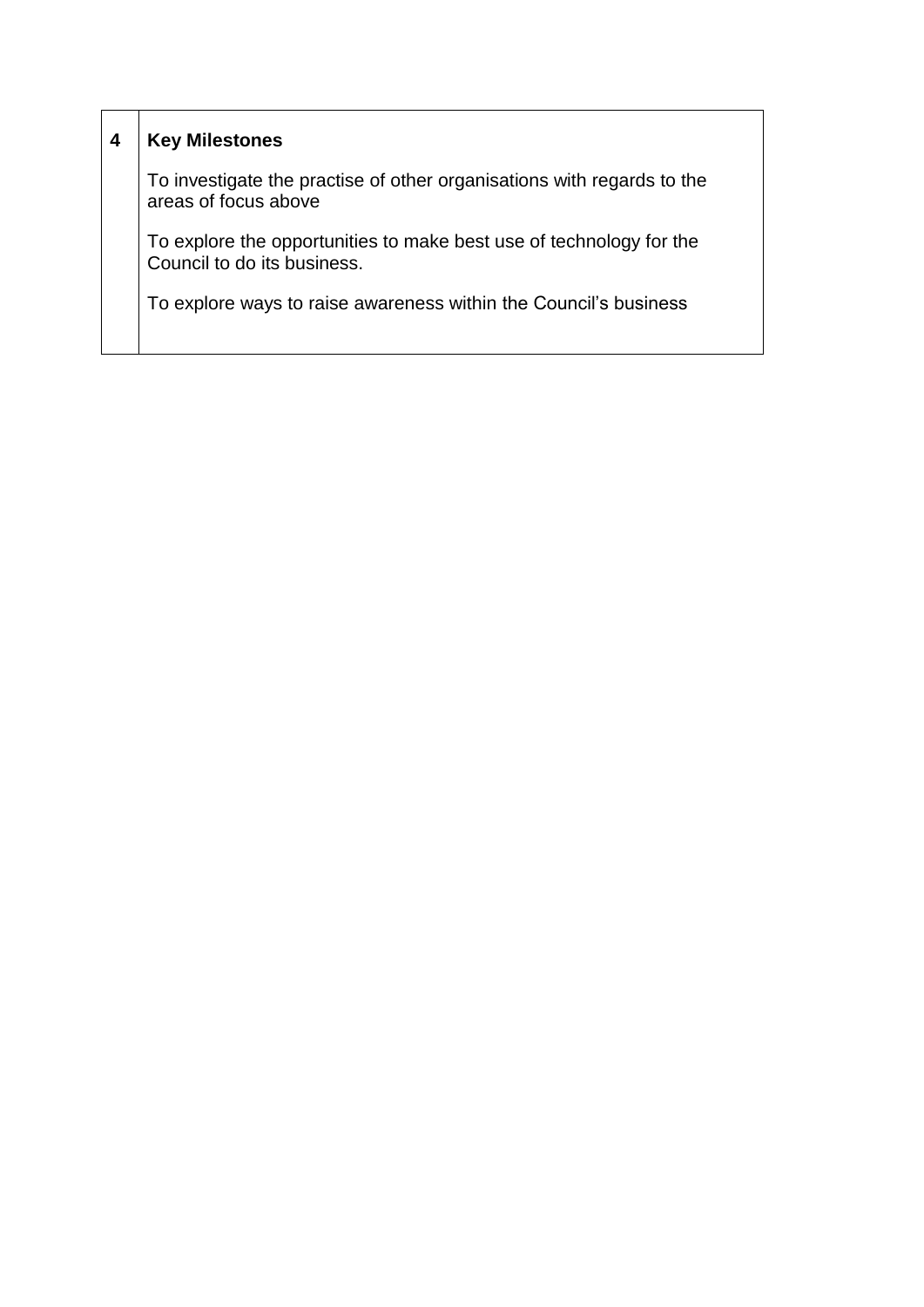| 4 | **Key Milestones**<br><br>To investigate the practise of other organisations with regards to the areas of focus above<br><br>To explore the opportunities to make best use of technology for the Council to do its business.<br><br>To explore ways to raise awareness within the Council's business |
|---|---|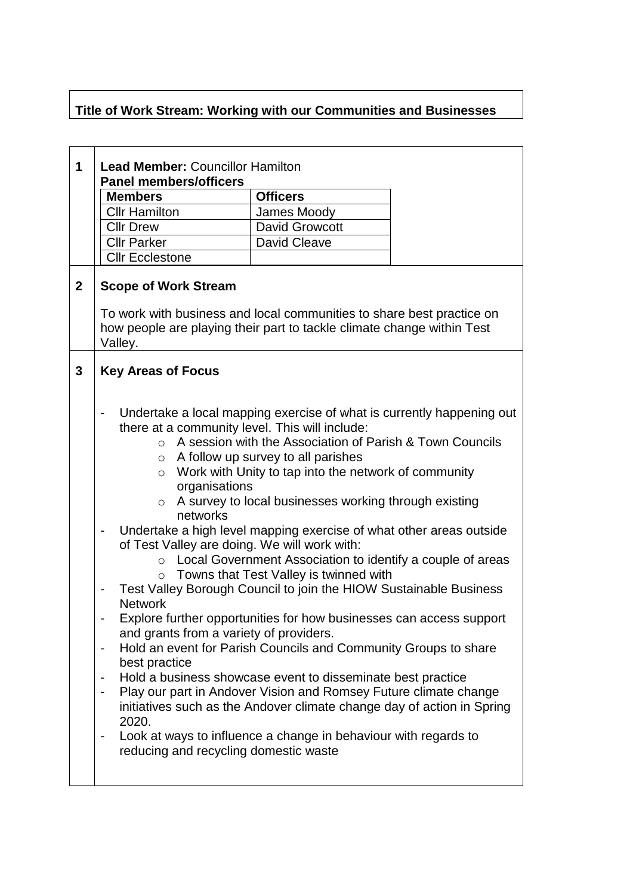**Title of Work Stream: Working with our Communities and Businesses**

**1**

**Lead Member:** Councillor Hamilton

**Panel members/officers**

| Members | Officers |
|---|---|
| Cllr Hamilton | James Moody |
| Cllr Drew | David Growcott |
| Cllr Parker | David Cleave |
| Cllr Ecclestone | |

**2**

**Scope of Work Stream**

To work with business and local communities to share best practice on how people are playing their part to tackle climate change within Test Valley.

**3**

**Key Areas of Focus**

- Undertake a local mapping exercise of what is currently happening out there at a community level. This will include:
  - A session with the Association of Parish & Town Councils
  - A follow up survey to all parishes
  - Work with Unity to tap into the network of community organisations
  - A survey to local businesses working through existing networks
- Undertake a high level mapping exercise of what other areas outside of Test Valley are doing. We will work with:
  - Local Government Association to identify a couple of areas
  - Towns that Test Valley is twinned with
- Test Valley Borough Council to join the HIOW Sustainable Business Network
- Explore further opportunities for how businesses can access support and grants from a variety of providers.
- Hold an event for Parish Councils and Community Groups to share best practice
- Hold a business showcase event to disseminate best practice
- Play our part in Andover Vision and Romsey Future climate change initiatives such as the Andover climate change day of action in Spring 2020.
- Look at ways to influence a change in behaviour with regards to reducing and recycling domestic waste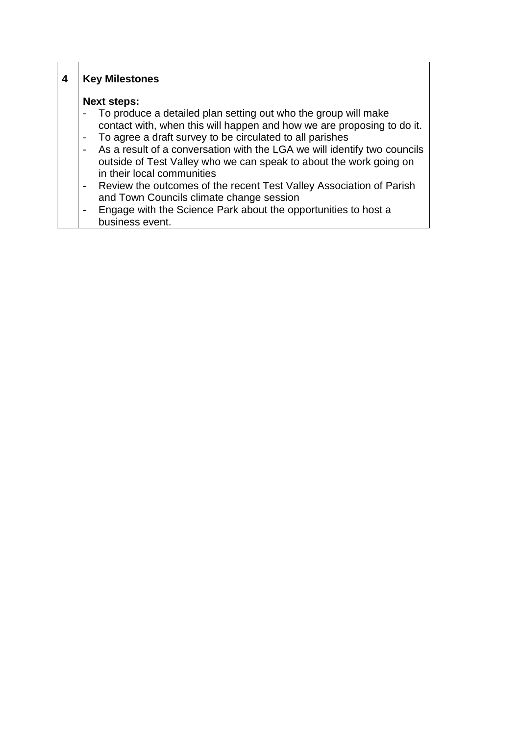| 4 | **Key Milestones**<br><br>**Next steps:**<br>- To produce a detailed plan setting out who the group will make contact with, when this will happen and how we are proposing to do it.<br>- To agree a draft survey to be circulated to all parishes<br>- As a result of a conversation with the LGA we will identify two councils outside of Test Valley who we can speak to about the work going on in their local communities<br>- Review the outcomes of the recent Test Valley Association of Parish and Town Councils climate change session<br>- Engage with the Science Park about the opportunities to host a business event. |
|---|---|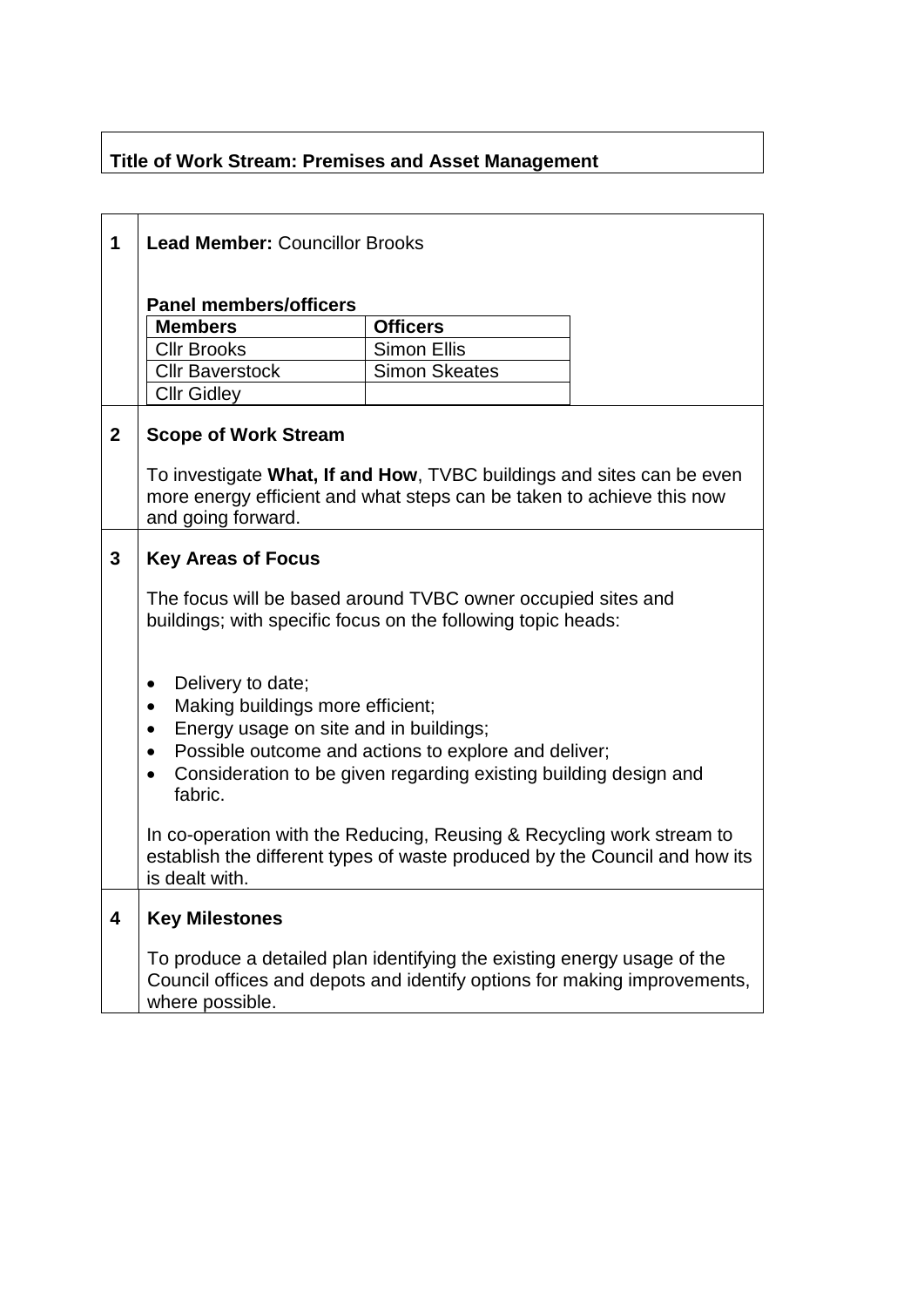**Title of Work Stream: Premises and Asset Management**

**1 Lead Member:** Councillor Brooks

**Panel members/officers**

| Members | Officers |
|---|---|
| Cllr Brooks | Simon Ellis |
| Cllr Baverstock | Simon Skeates |
| Cllr Gidley | |

**2 Scope of Work Stream**

To investigate **What, If and How**, TVBC buildings and sites can be even more energy efficient and what steps can be taken to achieve this now and going forward.

**3 Key Areas of Focus**

The focus will be based around TVBC owner occupied sites and buildings; with specific focus on the following topic heads:

- Delivery to date;
- Making buildings more efficient;
- Energy usage on site and in buildings;
- Possible outcome and actions to explore and deliver;
- Consideration to be given regarding existing building design and fabric.

In co-operation with the Reducing, Reusing & Recycling work stream to establish the different types of waste produced by the Council and how its is dealt with.

**4 Key Milestones**

To produce a detailed plan identifying the existing energy usage of the Council offices and depots and identify options for making improvements, where possible.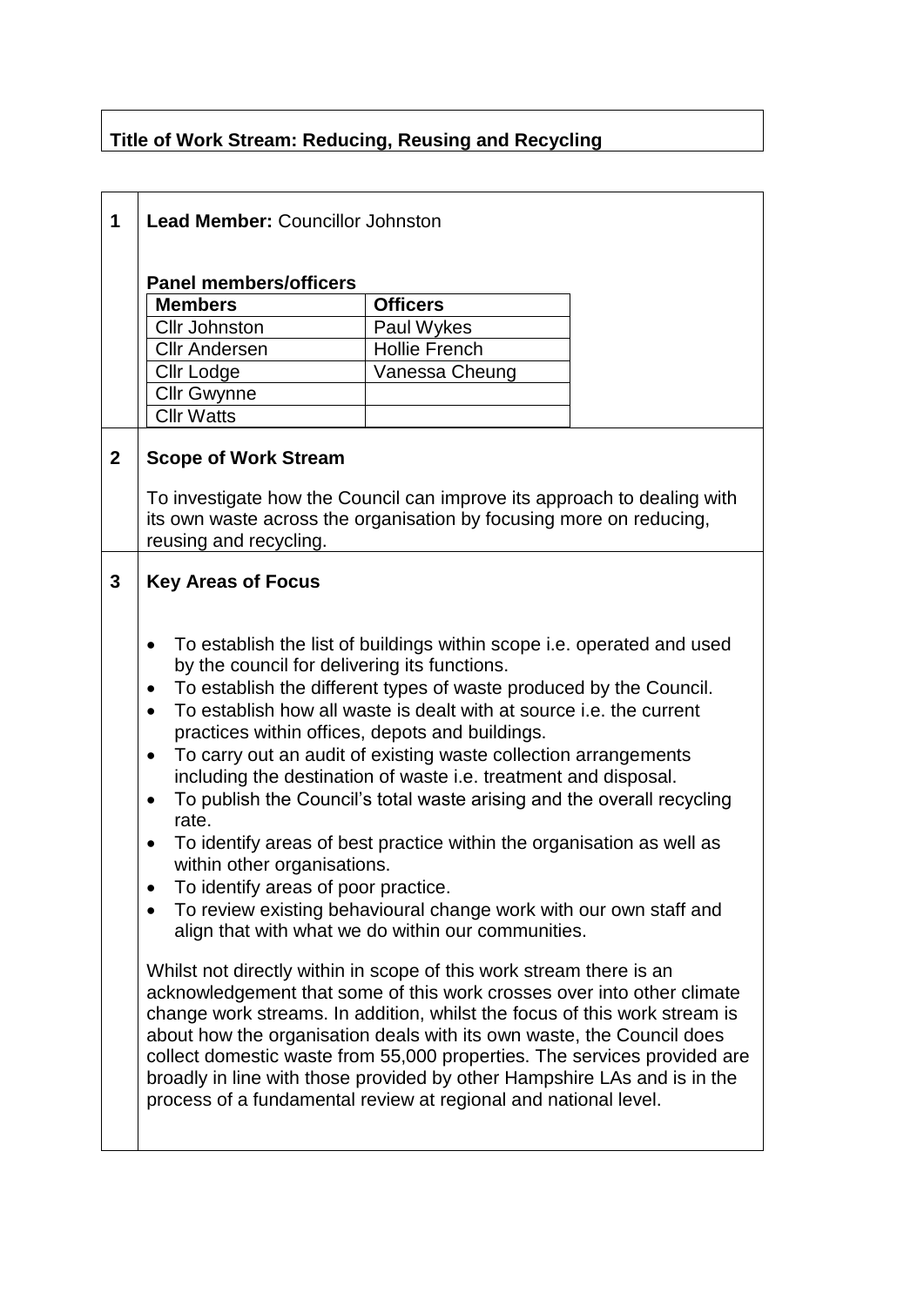**Title of Work Stream: Reducing, Reusing and Recycling**

**1 Lead Member:** Councillor Johnston

**Panel members/officers**

| Members | Officers |
|---|---|
| Cllr Johnston | Paul Wykes |
| Cllr Andersen | Hollie French |
| Cllr Lodge | Vanessa Cheung |
| Cllr Gwynne | |
| Cllr Watts | |

**2 Scope of Work Stream**

To investigate how the Council can improve its approach to dealing with its own waste across the organisation by focusing more on reducing, reusing and recycling.

**3 Key Areas of Focus**

- To establish the list of buildings within scope i.e. operated and used by the council for delivering its functions.
- To establish the different types of waste produced by the Council.
- To establish how all waste is dealt with at source i.e. the current practices within offices, depots and buildings.
- To carry out an audit of existing waste collection arrangements including the destination of waste i.e. treatment and disposal.
- To publish the Council's total waste arising and the overall recycling rate.
- To identify areas of best practice within the organisation as well as within other organisations.
- To identify areas of poor practice.
- To review existing behavioural change work with our own staff and align that with what we do within our communities.

Whilst not directly within in scope of this work stream there is an acknowledgement that some of this work crosses over into other climate change work streams. In addition, whilst the focus of this work stream is about how the organisation deals with its own waste, the Council does collect domestic waste from 55,000 properties. The services provided are broadly in line with those provided by other Hampshire LAs and is in the process of a fundamental review at regional and national level.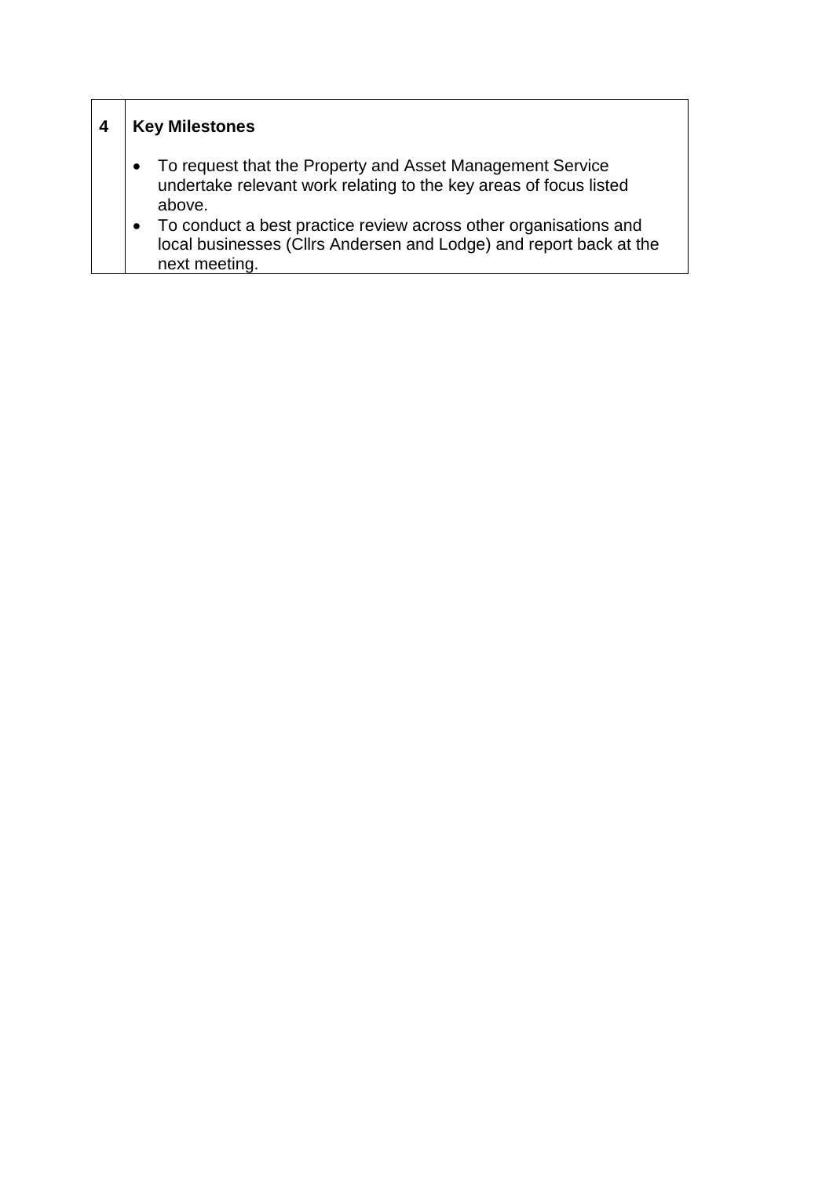| 4 | **Key Milestones** |
|---|---|
| | • To request that the Property and Asset Management Service undertake relevant work relating to the key areas of focus listed above.<br>• To conduct a best practice review across other organisations and local businesses (Cllrs Andersen and Lodge) and report back at the next meeting. |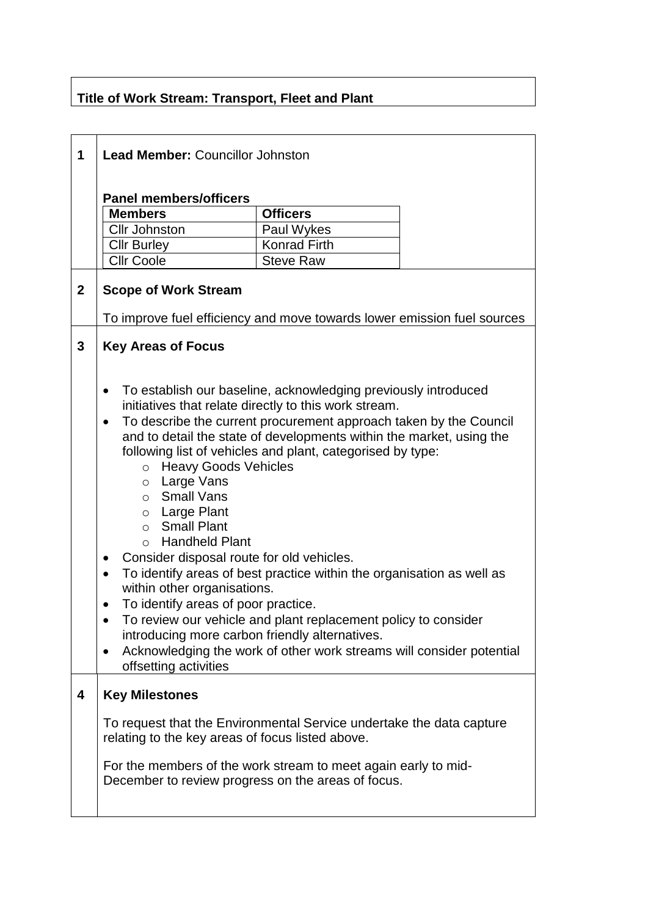**Title of Work Stream: Transport, Fleet and Plant**

**1 Lead Member:** Councillor Johnston

**Panel members/officers**

| Members | Officers |
|---|---|
| Cllr Johnston | Paul Wykes |
| Cllr Burley | Konrad Firth |
| Cllr Coole | Steve Raw |

**2 Scope of Work Stream**

To improve fuel efficiency and move towards lower emission fuel sources

**3 Key Areas of Focus**

- To establish our baseline, acknowledging previously introduced initiatives that relate directly to this work stream.
- To describe the current procurement approach taken by the Council and to detail the state of developments within the market, using the following list of vehicles and plant, categorised by type:
  - Heavy Goods Vehicles
  - Large Vans
  - Small Vans
  - Large Plant
  - Small Plant
  - Handheld Plant
- Consider disposal route for old vehicles.
- To identify areas of best practice within the organisation as well as within other organisations.
- To identify areas of poor practice.
- To review our vehicle and plant replacement policy to consider introducing more carbon friendly alternatives.
- Acknowledging the work of other work streams will consider potential offsetting activities

**4 Key Milestones**

To request that the Environmental Service undertake the data capture relating to the key areas of focus listed above.

For the members of the work stream to meet again early to mid-December to review progress on the areas of focus.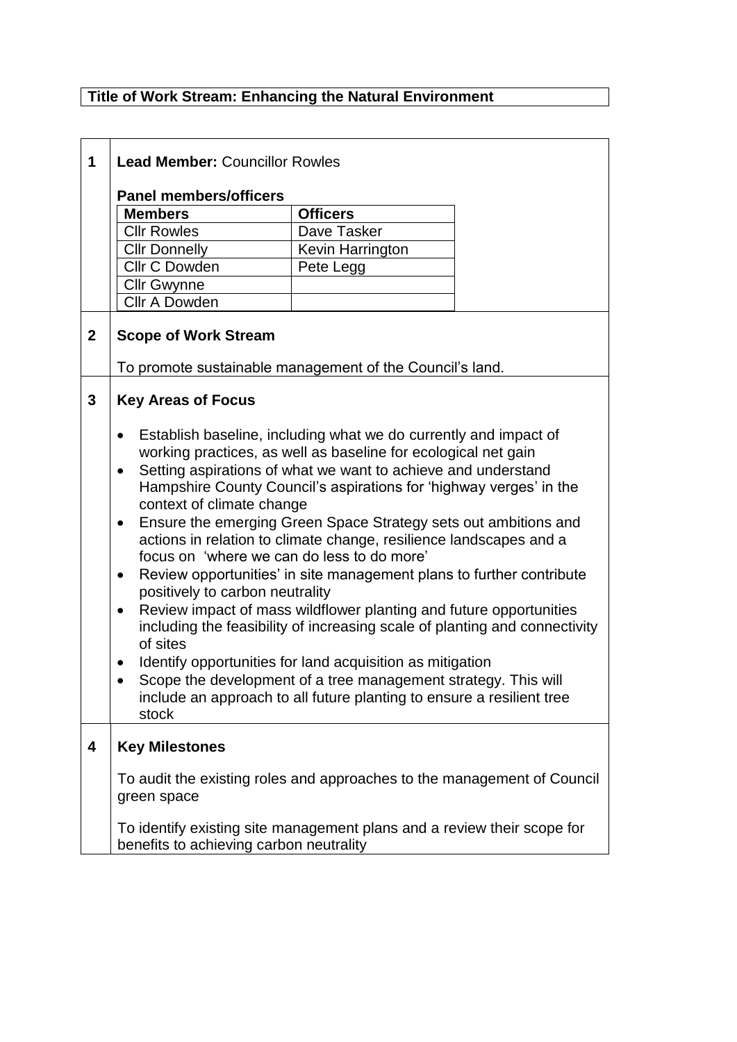**Title of Work Stream: Enhancing the Natural Environment**

**1 Lead Member:** Councillor Rowles

**Panel members/officers**

| Members | Officers |
|---|---|
| Cllr Rowles | Dave Tasker |
| Cllr Donnelly | Kevin Harrington |
| Cllr C Dowden | Pete Legg |
| Cllr Gwynne | |
| Cllr A Dowden | |

**2 Scope of Work Stream**

To promote sustainable management of the Council's land.

**3 Key Areas of Focus**

- Establish baseline, including what we do currently and impact of working practices, as well as baseline for ecological net gain
- Setting aspirations of what we want to achieve and understand Hampshire County Council's aspirations for 'highway verges' in the context of climate change
- Ensure the emerging Green Space Strategy sets out ambitions and actions in relation to climate change, resilience landscapes and a focus on 'where we can do less to do more'
- Review opportunities' in site management plans to further contribute positively to carbon neutrality
- Review impact of mass wildflower planting and future opportunities including the feasibility of increasing scale of planting and connectivity of sites
- Identify opportunities for land acquisition as mitigation
- Scope the development of a tree management strategy. This will include an approach to all future planting to ensure a resilient tree stock

**4 Key Milestones**

To audit the existing roles and approaches to the management of Council green space

To identify existing site management plans and a review their scope for benefits to achieving carbon neutrality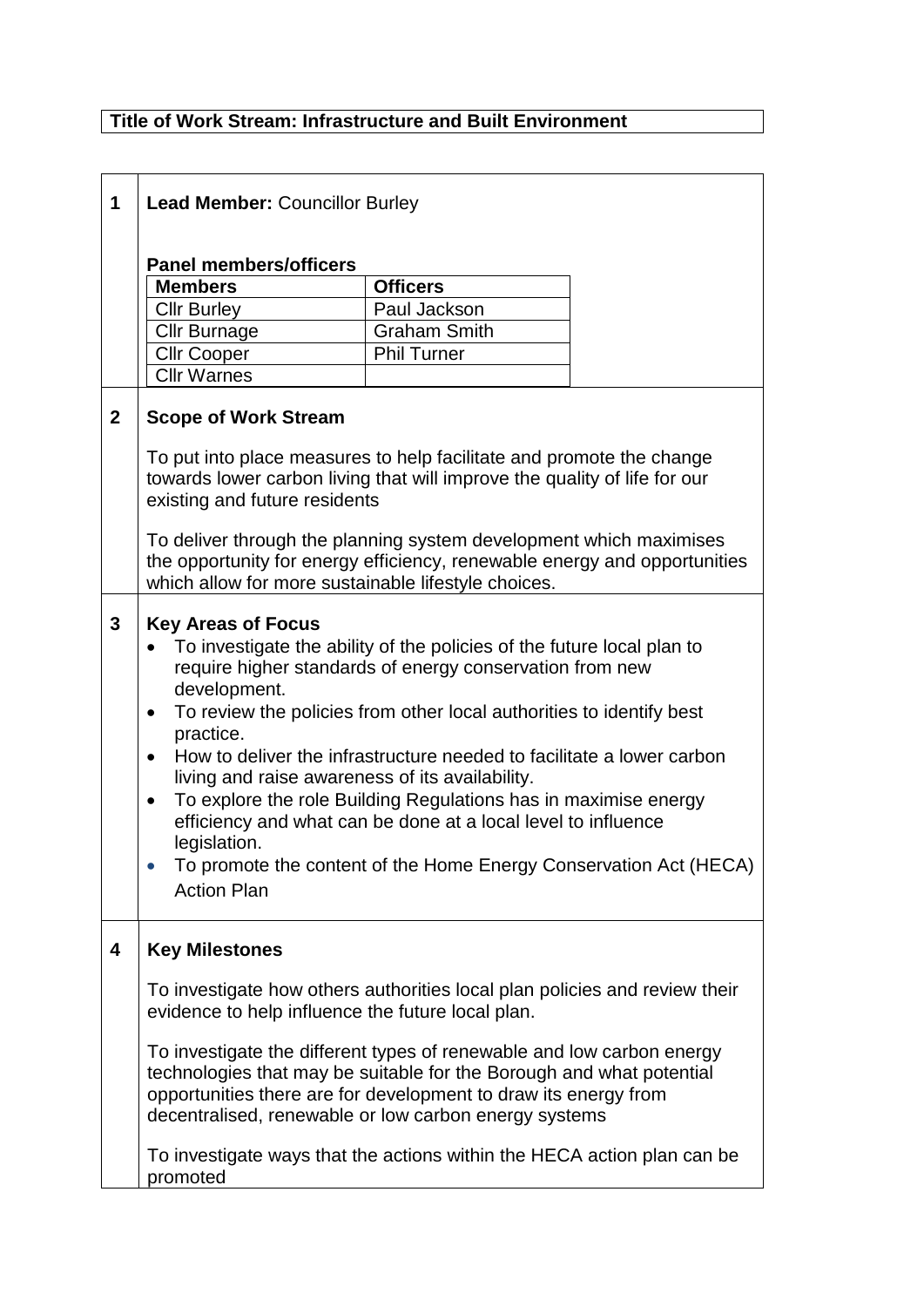**Title of Work Stream: Infrastructure and Built Environment**

**1** **Lead Member:** Councillor Burley

**Panel members/officers**

| Members | Officers |
|---|---|
| Cllr Burley | Paul Jackson |
| Cllr Burnage | Graham Smith |
| Cllr Cooper | Phil Turner |
| Cllr Warnes | |

**2** **Scope of Work Stream**

To put into place measures to help facilitate and promote the change towards lower carbon living that will improve the quality of life for our existing and future residents

To deliver through the planning system development which maximises the opportunity for energy efficiency, renewable energy and opportunities which allow for more sustainable lifestyle choices.

**3** **Key Areas of Focus**

- To investigate the ability of the policies of the future local plan to require higher standards of energy conservation from new development.
- To review the policies from other local authorities to identify best practice.
- How to deliver the infrastructure needed to facilitate a lower carbon living and raise awareness of its availability.
- To explore the role Building Regulations has in maximise energy efficiency and what can be done at a local level to influence legislation.
- To promote the content of the Home Energy Conservation Act (HECA) Action Plan

**4** **Key Milestones**

To investigate how others authorities local plan policies and review their evidence to help influence the future local plan.

To investigate the different types of renewable and low carbon energy technologies that may be suitable for the Borough and what potential opportunities there are for development to draw its energy from decentralised, renewable or low carbon energy systems

To investigate ways that the actions within the HECA action plan can be promoted